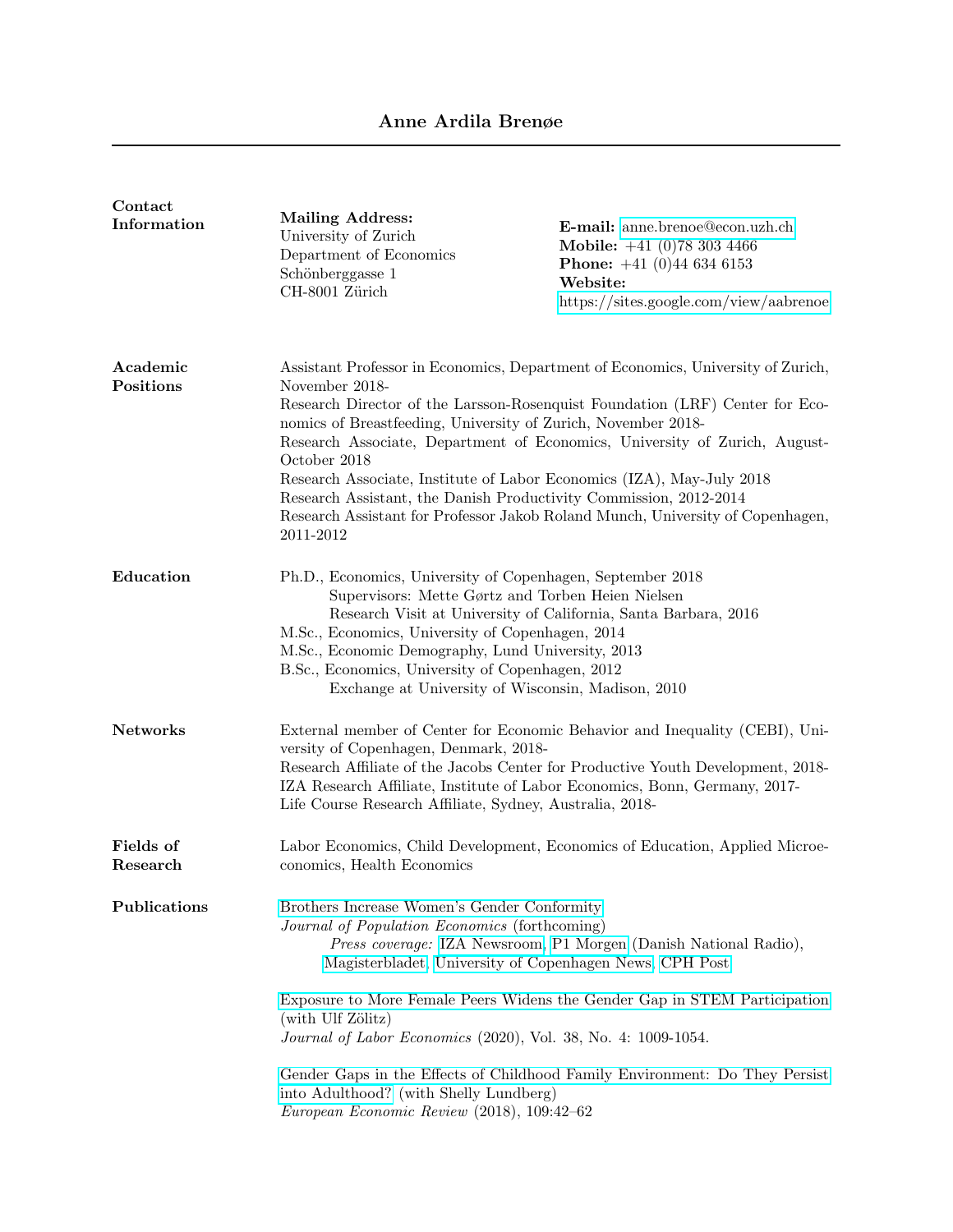# Anne Ardila Brenøe

## Contact Information

**Mailing Address:**
University of Zurich
Department of Economics
Schönberggasse 1
CH-8001 Zürich

**E-mail:** anne.brenoe@econ.uzh.ch
**Mobile:** +41 (0)78 303 4466
**Phone:** +41 (0)44 634 6153
**Website:**
https://sites.google.com/view/aabrenoe

## Academic Positions

Assistant Professor in Economics, Department of Economics, University of Zurich, November 2018-
Research Director of the Larsson-Rosenquist Foundation (LRF) Center for Economics of Breastfeeding, University of Zurich, November 2018-
Research Associate, Department of Economics, University of Zurich, August-October 2018
Research Associate, Institute of Labor Economics (IZA), May-July 2018
Research Assistant, the Danish Productivity Commission, 2012-2014
Research Assistant for Professor Jakob Roland Munch, University of Copenhagen, 2011-2012

## Education

Ph.D., Economics, University of Copenhagen, September 2018
  Supervisors: Mette Gørtz and Torben Heien Nielsen
  Research Visit at University of California, Santa Barbara, 2016
M.Sc., Economics, University of Copenhagen, 2014
M.Sc., Economic Demography, Lund University, 2013
B.Sc., Economics, University of Copenhagen, 2012
  Exchange at University of Wisconsin, Madison, 2010

## Networks

External member of Center for Economic Behavior and Inequality (CEBI), University of Copenhagen, Denmark, 2018-
Research Affiliate of the Jacobs Center for Productive Youth Development, 2018-
IZA Research Affiliate, Institute of Labor Economics, Bonn, Germany, 2017-
Life Course Research Affiliate, Sydney, Australia, 2018-

## Fields of Research

Labor Economics, Child Development, Economics of Education, Applied Microeconomics, Health Economics

## Publications

Brothers Increase Women's Gender Conformity
*Journal of Population Economics* (forthcoming)
  *Press coverage:* IZA Newsroom, P1 Morgen (Danish National Radio), Magisterbladet, University of Copenhagen News, CPH Post

Exposure to More Female Peers Widens the Gender Gap in STEM Participation (with Ulf Zölitz)
*Journal of Labor Economics* (2020), Vol. 38, No. 4: 1009-1054.

Gender Gaps in the Effects of Childhood Family Environment: Do They Persist into Adulthood? (with Shelly Lundberg)
*European Economic Review* (2018), 109:42–62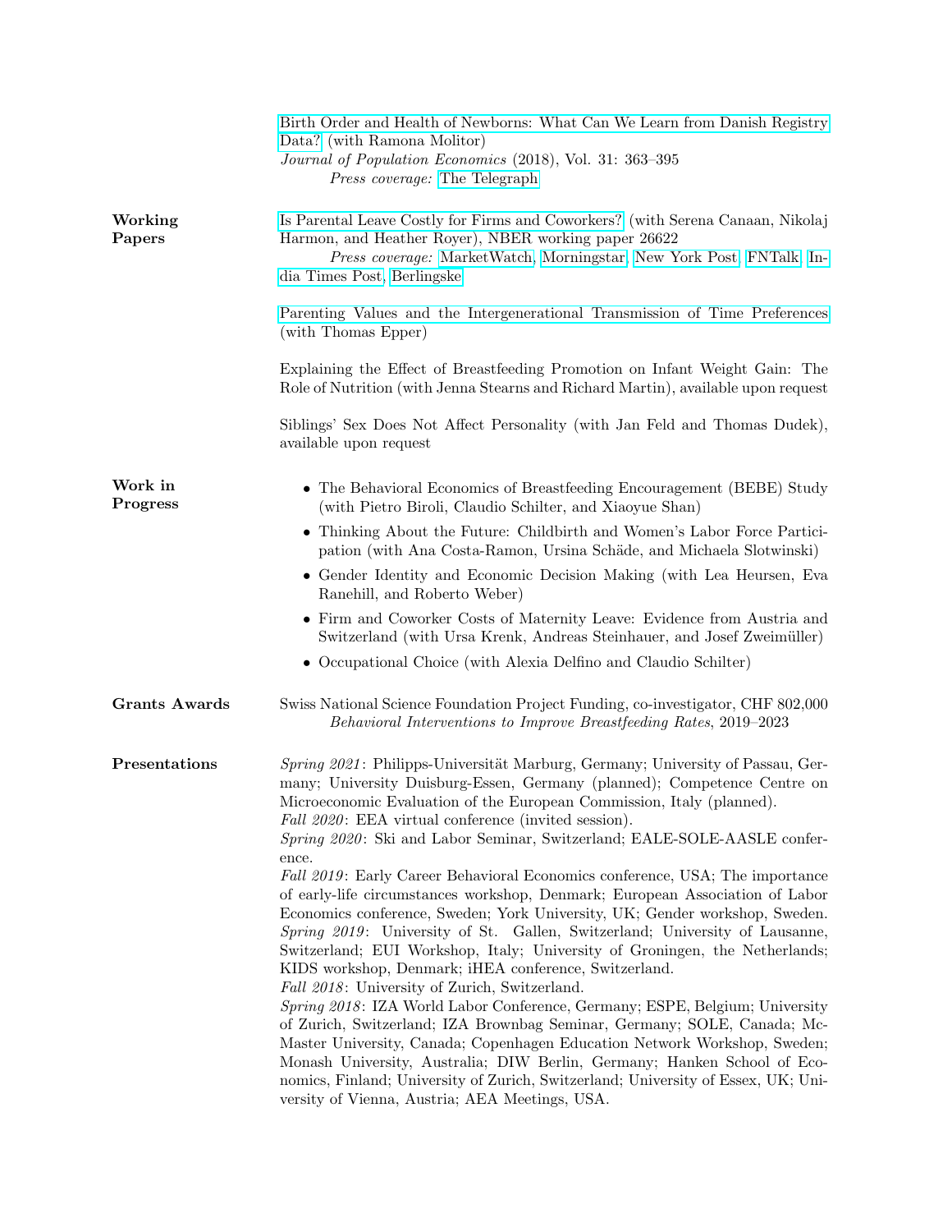Birth Order and Health of Newborns: What Can We Learn from Danish Registry Data? (with Ramona Molitor)
*Journal of Population Economics* (2018), Vol. 31: 363–395
*Press coverage:* The Telegraph

## Working Papers

Is Parental Leave Costly for Firms and Coworkers? (with Serena Canaan, Nikolaj Harmon, and Heather Royer), NBER working paper 26622
*Press coverage:* MarketWatch, Morningstar, New York Post, FNTalk, India Times Post, Berlingske

Parenting Values and the Intergenerational Transmission of Time Preferences (with Thomas Epper)

Explaining the Effect of Breastfeeding Promotion on Infant Weight Gain: The Role of Nutrition (with Jenna Stearns and Richard Martin), available upon request

Siblings' Sex Does Not Affect Personality (with Jan Feld and Thomas Dudek), available upon request

## Work in Progress

- The Behavioral Economics of Breastfeeding Encouragement (BEBE) Study (with Pietro Biroli, Claudio Schilter, and Xiaoyue Shan)
- Thinking About the Future: Childbirth and Women's Labor Force Participation (with Ana Costa-Ramon, Ursina Schäde, and Michaela Slotwinski)
- Gender Identity and Economic Decision Making (with Lea Heursen, Eva Ranehill, and Roberto Weber)
- Firm and Coworker Costs of Maternity Leave: Evidence from Austria and Switzerland (with Ursa Krenk, Andreas Steinhauer, and Josef Zweimüller)
- Occupational Choice (with Alexia Delfino and Claudio Schilter)

## Grants Awards

Swiss National Science Foundation Project Funding, co-investigator, CHF 802,000
*Behavioral Interventions to Improve Breastfeeding Rates*, 2019–2023

## Presentations

*Spring 2021*: Philipps-Universität Marburg, Germany; University of Passau, Germany; University Duisburg-Essen, Germany (planned); Competence Centre on Microeconomic Evaluation of the European Commission, Italy (planned).
*Fall 2020*: EEA virtual conference (invited session).
*Spring 2020*: Ski and Labor Seminar, Switzerland; EALE-SOLE-AASLE conference.
*Fall 2019*: Early Career Behavioral Economics conference, USA; The importance of early-life circumstances workshop, Denmark; European Association of Labor Economics conference, Sweden; York University, UK; Gender workshop, Sweden.
*Spring 2019*: University of St. Gallen, Switzerland; University of Lausanne, Switzerland; EUI Workshop, Italy; University of Groningen, the Netherlands; KIDS workshop, Denmark; iHEA conference, Switzerland.
*Fall 2018*: University of Zurich, Switzerland.
*Spring 2018*: IZA World Labor Conference, Germany; ESPE, Belgium; University of Zurich, Switzerland; IZA Brownbag Seminar, Germany; SOLE, Canada; McMaster University, Canada; Copenhagen Education Network Workshop, Sweden; Monash University, Australia; DIW Berlin, Germany; Hanken School of Economics, Finland; University of Zurich, Switzerland; University of Essex, UK; University of Vienna, Austria; AEA Meetings, USA.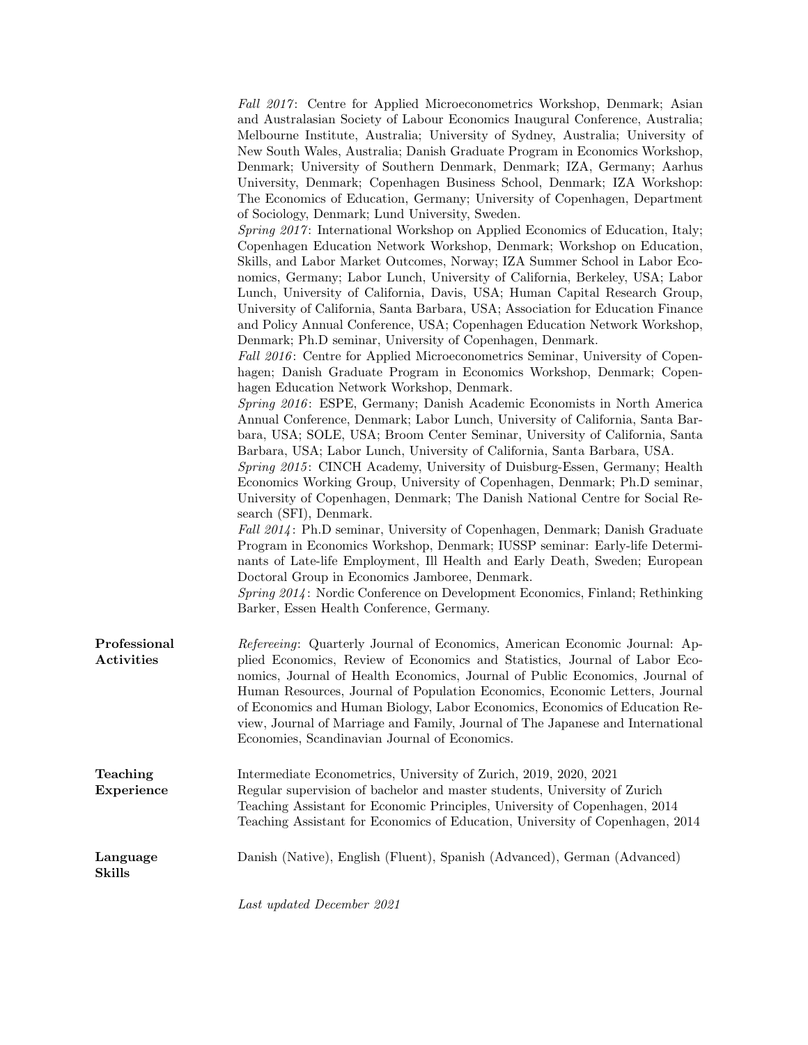*Fall 2017*: Centre for Applied Microeconometrics Workshop, Denmark; Asian and Australasian Society of Labour Economics Inaugural Conference, Australia; Melbourne Institute, Australia; University of Sydney, Australia; University of New South Wales, Australia; Danish Graduate Program in Economics Workshop, Denmark; University of Southern Denmark, Denmark; IZA, Germany; Aarhus University, Denmark; Copenhagen Business School, Denmark; IZA Workshop: The Economics of Education, Germany; University of Copenhagen, Department of Sociology, Denmark; Lund University, Sweden.
*Spring 2017*: International Workshop on Applied Economics of Education, Italy; Copenhagen Education Network Workshop, Denmark; Workshop on Education, Skills, and Labor Market Outcomes, Norway; IZA Summer School in Labor Economics, Germany; Labor Lunch, University of California, Berkeley, USA; Labor Lunch, University of California, Davis, USA; Human Capital Research Group, University of California, Santa Barbara, USA; Association for Education Finance and Policy Annual Conference, USA; Copenhagen Education Network Workshop, Denmark; Ph.D seminar, University of Copenhagen, Denmark.
*Fall 2016*: Centre for Applied Microeconometrics Seminar, University of Copenhagen; Danish Graduate Program in Economics Workshop, Denmark; Copenhagen Education Network Workshop, Denmark.
*Spring 2016*: ESPE, Germany; Danish Academic Economists in North America Annual Conference, Denmark; Labor Lunch, University of California, Santa Barbara, USA; SOLE, USA; Broom Center Seminar, University of California, Santa Barbara, USA; Labor Lunch, University of California, Santa Barbara, USA.
*Spring 2015*: CINCH Academy, University of Duisburg-Essen, Germany; Health Economics Working Group, University of Copenhagen, Denmark; Ph.D seminar, University of Copenhagen, Denmark; The Danish National Centre for Social Research (SFI), Denmark.
*Fall 2014*: Ph.D seminar, University of Copenhagen, Denmark; Danish Graduate Program in Economics Workshop, Denmark; IUSSP seminar: Early-life Determinants of Late-life Employment, Ill Health and Early Death, Sweden; European Doctoral Group in Economics Jamboree, Denmark.
*Spring 2014*: Nordic Conference on Development Economics, Finland; Rethinking Barker, Essen Health Conference, Germany.

**Professional Activities**

*Refereeing*: Quarterly Journal of Economics, American Economic Journal: Applied Economics, Review of Economics and Statistics, Journal of Labor Economics, Journal of Health Economics, Journal of Public Economics, Journal of Human Resources, Journal of Population Economics, Economic Letters, Journal of Economics and Human Biology, Labor Economics, Economics of Education Review, Journal of Marriage and Family, Journal of The Japanese and International Economies, Scandinavian Journal of Economics.

**Teaching Experience**

Intermediate Econometrics, University of Zurich, 2019, 2020, 2021
Regular supervision of bachelor and master students, University of Zurich
Teaching Assistant for Economic Principles, University of Copenhagen, 2014
Teaching Assistant for Economics of Education, University of Copenhagen, 2014

**Language Skills**

Danish (Native), English (Fluent), Spanish (Advanced), German (Advanced)

*Last updated December 2021*